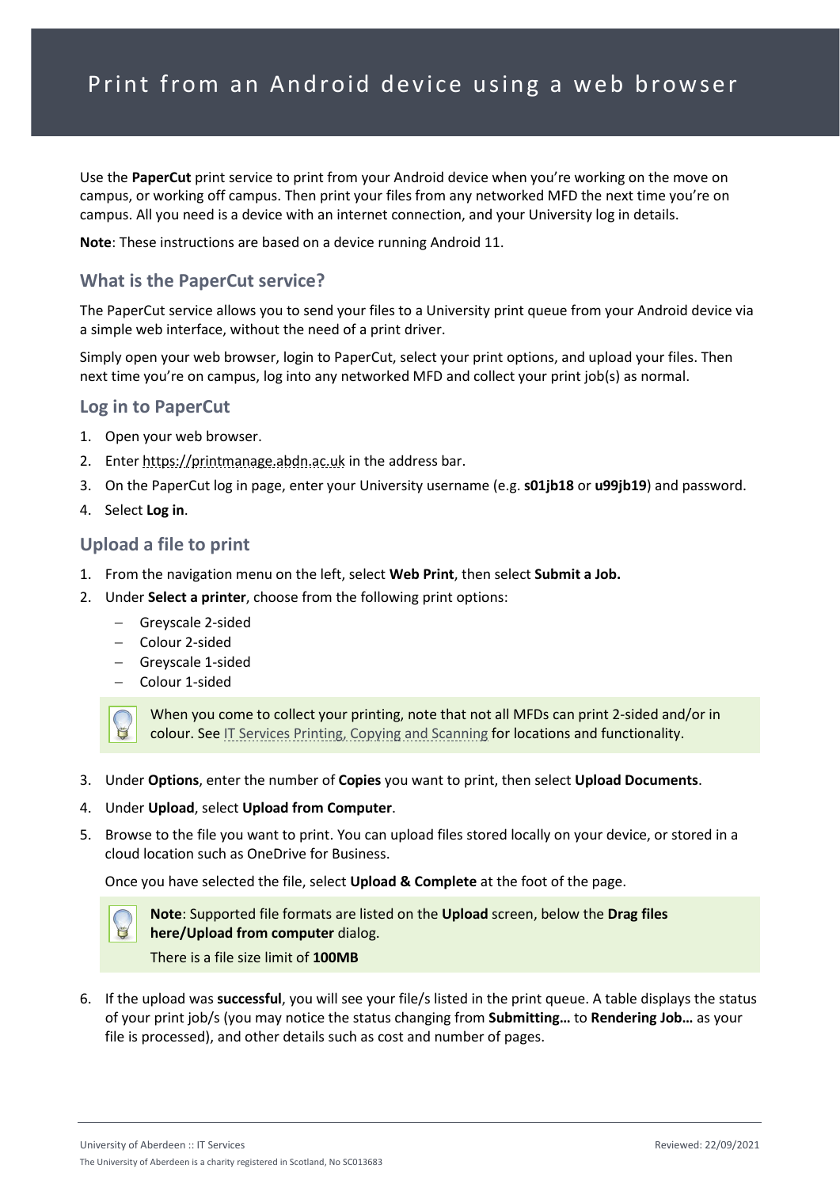# Print from an Android device using a web browser

Use the **PaperCut** print service to print from your Android device when you're working on the move on campus, or working off campus. Then print your files from any networked MFD the next time you're on campus. All you need is a device with an internet connection, and your University log in details.

**Note**: These instructions are based on a device running Android 11.

## What is the PaperCut service?

The PaperCut service allows you to send your files to a University print queue from your Android device via a simple web interface, without the need of a print driver.

Simply open your web browser, login to PaperCut, select your print options, and upload your files. Then next time you're on campus, log into any networked MFD and collect your print job(s) as normal.

## Log in to PaperCut

1. Open your web browser.
2. Enter https://printmanage.abdn.ac.uk in the address bar.
3. On the PaperCut log in page, enter your University username (e.g. **s01jb18** or **u99jb19**) and password.
4. Select **Log in**.

## Upload a file to print

1. From the navigation menu on the left, select **Web Print**, then select **Submit a Job.**
2. Under **Select a printer**, choose from the following print options:
   - Greyscale 2-sided
   - Colour 2-sided
   - Greyscale 1-sided
   - Colour 1-sided

   > When you come to collect your printing, note that not all MFDs can print 2-sided and/or in colour. See IT Services Printing, Copying and Scanning for locations and functionality.

3. Under **Options**, enter the number of **Copies** you want to print, then select **Upload Documents**.
4. Under **Upload**, select **Upload from Computer**.
5. Browse to the file you want to print. You can upload files stored locally on your device, or stored in a cloud location such as OneDrive for Business.

   Once you have selected the file, select **Upload & Complete** at the foot of the page.

   > **Note**: Supported file formats are listed on the **Upload** screen, below the **Drag files here/Upload from computer** dialog.
   >
   > There is a file size limit of **100MB**

6. If the upload was **successful**, you will see your file/s listed in the print queue. A table displays the status of your print job/s (you may notice the status changing from **Submitting…** to **Rendering Job…** as your file is processed), and other details such as cost and number of pages.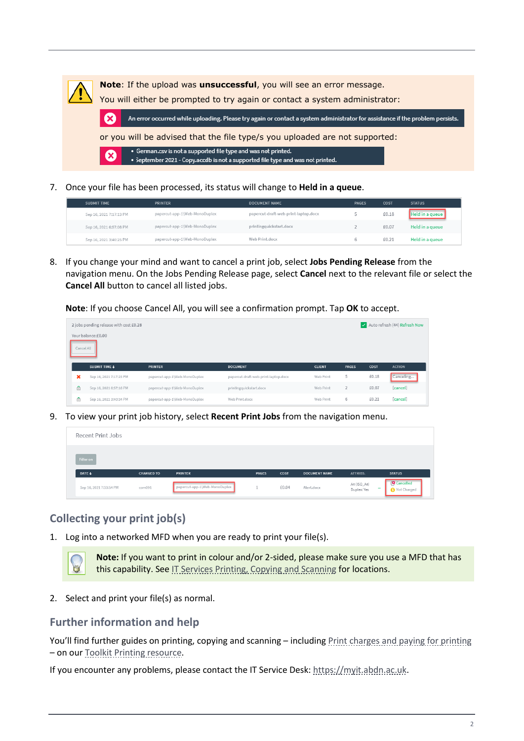**Note**: If the upload was **unsuccessful**, you will see an error message. You will either be prompted to try again or contact a system administrator:

An error occurred while uploading. Please try again or contact a system administrator for assistance if the problem persists.

or you will be advised that the file type/s you uploaded are not supported:

- German.csv is not a supported file type and was not printed.
- September 2021 - Copy.accdb is not a supported file type and was not printed.

7. Once your file has been processed, its status will change to **Held in a queue**.

| SUBMIT TIME | PRINTER | DOCUMENT NAME | PAGES | COST | STATUS |
|---|---|---|---|---|---|
| Sep 16, 2021 7:17:23 PM | papercut-app-1\Web-MonoDuplex | papercut-draft-web-print-laptop.docx | 5 | £0.18 | Held in a queue |
| Sep 16, 2021 6:57:08 PM | papercut-app-1\Web-MonoDuplex | printingquickstart.docx | 2 | £0.07 | Held in a queue |
| Sep 16, 2021 3:40:25 PM | papercut-app-1\Web-MonoDuplex | Web Print.docx | 6 | £0.21 | Held in a queue |

8. If you change your mind and want to cancel a print job, select **Jobs Pending Release** from the navigation menu. On the Jobs Pending Release page, select **Cancel** next to the relevant file or select the **Cancel All** button to cancel all listed jobs.

   **Note**: If you choose Cancel All, you will see a confirmation prompt. Tap **OK** to accept.

2 jobs pending release with cost £0.28

Your balance:£0.00

Cancel All

Auto refresh (44) Refresh Now

| SUBMIT TIME | PRINTER | DOCUMENT | CLIENT | PAGES | COST | ACTION |
|---|---|---|---|---|---|---|
| Sep 16, 2021 7:17:23 PM | papercut-app-1\Web-MonoDuplex | papercut-draft-web-print-laptop.docx | Web Print | 5 | £0.18 | Canceling... |
| Sep 16, 2021 6:57:16 PM | papercut-app-1\Web-MonoDuplex | printingquickstart.docx | Web Print | 2 | £0.07 | [cancel] |
| Sep 16, 2021 3:40:34 PM | papercut-app-1\Web-MonoDuplex | Web Print.docx | Web Print | 6 | £0.21 | [cancel] |

9. To view your print job history, select **Recent Print Jobs** from the navigation menu.

Recent Print Jobs

Filter on

| DATE | CHARGED TO | PRINTER | PAGES | COST | DOCUMENT NAME | ATTRIBS. | STATUS |
|---|---|---|---|---|---|---|---|
| Sep 16, 2021 7:33:54 PM | com091 | papercut-app-1\Web-MonoDuplex | 1 | £0.04 | Alert.docx | A4 (ISO_A4) Duplex: Yes | Cancelled Not Charged |

## Collecting your print job(s)

1. Log into a networked MFD when you are ready to print your file(s).

   **Note:** If you want to print in colour and/or 2-sided, please make sure you use a MFD that has this capability. See IT Services Printing, Copying and Scanning for locations.

2. Select and print your file(s) as normal.

## Further information and help

You'll find further guides on printing, copying and scanning – including Print charges and paying for printing – on our Toolkit Printing resource.

If you encounter any problems, please contact the IT Service Desk: https://myit.abdn.ac.uk.